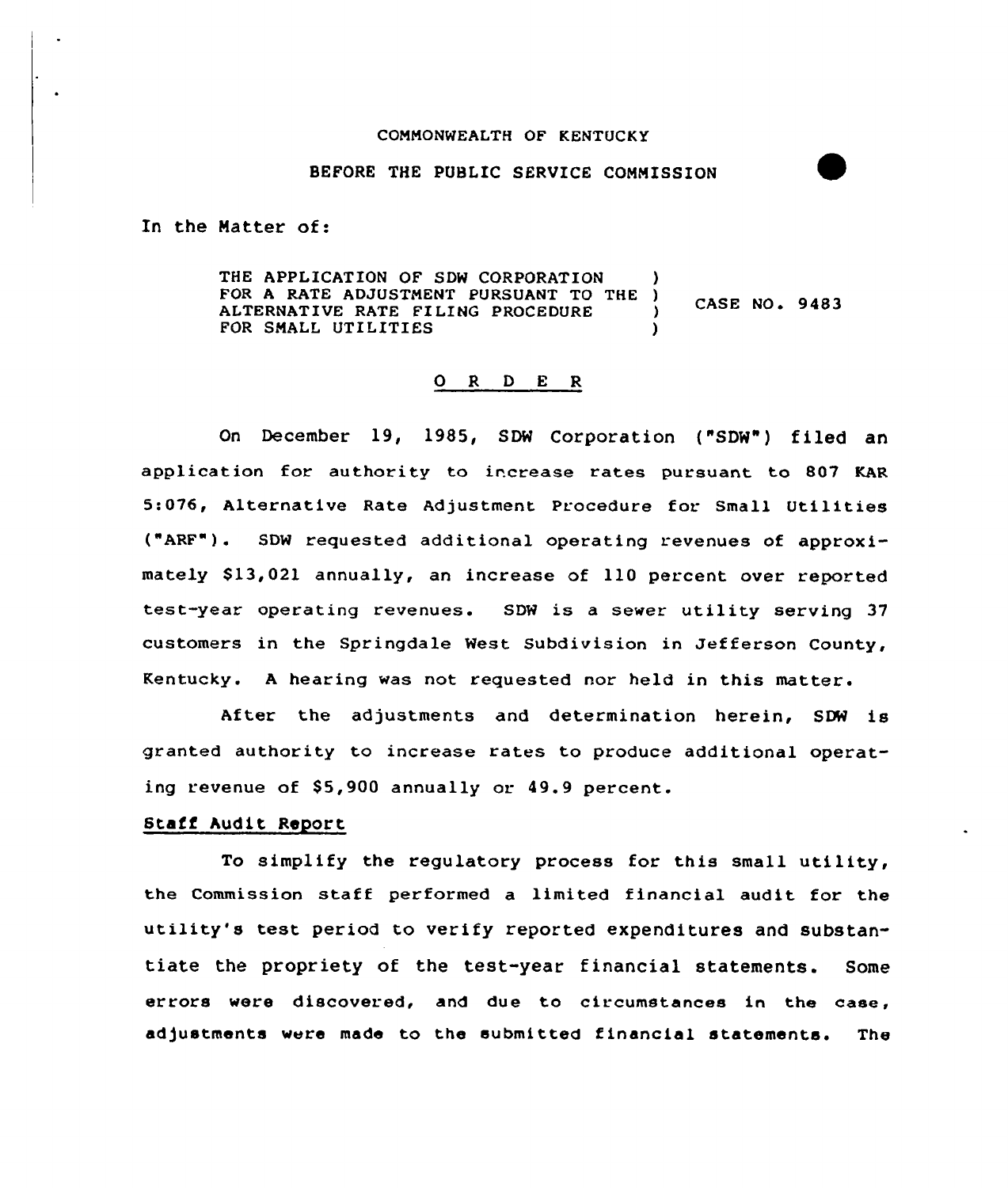COMMONWEALTH OF KENTUCKY

BEFORE THE PUBLIC SERVICE COMMISSION

In the Matter of:

| | |
|---|---|
| THE APPLICATION OF SDW CORPORATION FOR A RATE ADJUSTMENT PURSUANT TO THE ALTERNATIVE RATE FILING PROCEDURE FOR SMALL UTILITIES | CASE NO. 9483 |

## O R D E R

On December 19, 1985, SDW Corporation ("SDW") filed an application for authority to increase rates pursuant to 807 KAR 5:076, Alternative Rate Adjustment Procedure for Small Utilities ("ARF"). SDW requested additional operating revenues of approximately $13,021 annually, an increase of 110 percent over reported test-year operating revenues. SDW is a sewer utility serving 37 customers in the Springdale West Subdivision in Jefferson County, Kentucky. A hearing was not requested nor held in this matter.

After the adjustments and determination herein, SDW is granted authority to increase rates to produce additional operating revenue of $5,900 annually or 49.9 percent.

### Staff Audit Report

To simplify the regulatory process for this small utility, the Commission staff performed a limited financial audit for the utility's test period to verify reported expenditures and substantiate the propriety of the test-year financial statements. Some errors were discovered, and due to circumstances in the case, adjustments were made to the submitted financial statements. The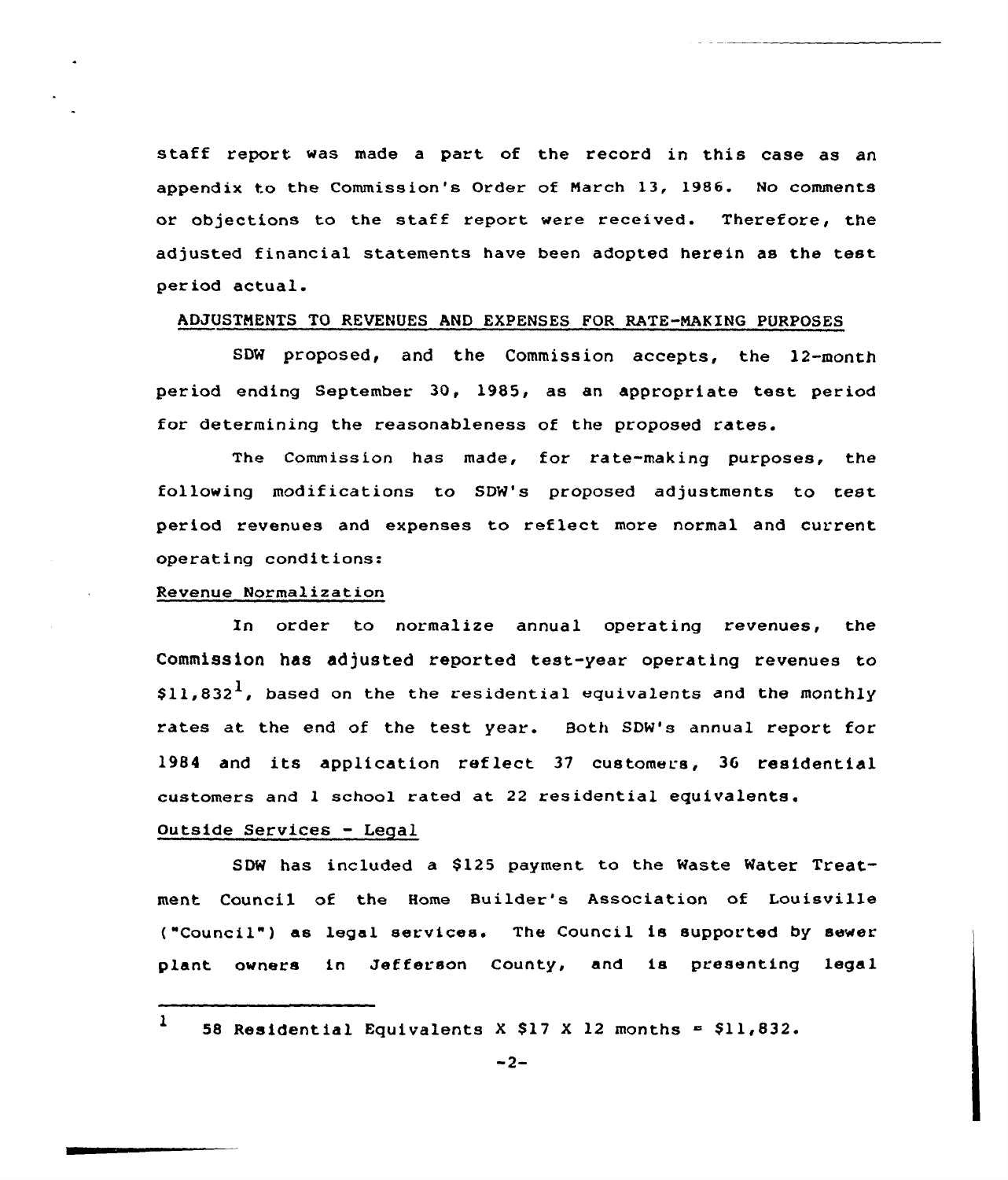staff report was made a part of the record in this case as an appendix to the Commission's Order of March 13, 1986. No comments or objections to the staff report were received. Therefore, the adjusted financial statements have been adopted herein as the test period actual.

ADJUSTMENTS TO REVENUES AND EXPENSES FOR RATE-MAKING PURPOSES

SDW proposed, and the Commission accepts, the 12-month period ending September 30, 1985, as an appropriate test period for determining the reasonableness of the proposed rates.

The Commission has made, for rate-making purposes, the following modifications to SDW's proposed adjustments to test period revenues and expenses to reflect more normal and current operating conditions:

Revenue Normalization

In order to normalize annual operating revenues, the Commission has adjusted reported test-year operating revenues to $11,832[1], based on the the residential equivalents and the monthly rates at the end of the test year. Both SDW's annual report for 1984 and its application reflect 37 customers, 36 residential customers and 1 school rated at 22 residential equivalents.

Outside Services - Legal

SDW has included a $125 payment to the Waste Water Treatment Council of the Home Builder's Association of Louisville ("Council") as legal services. The Council is supported by sewer plant owners in Jefferson County, and is presenting legal

---

[1] 58 Residential Equivalents X $17 X 12 months = $11,832.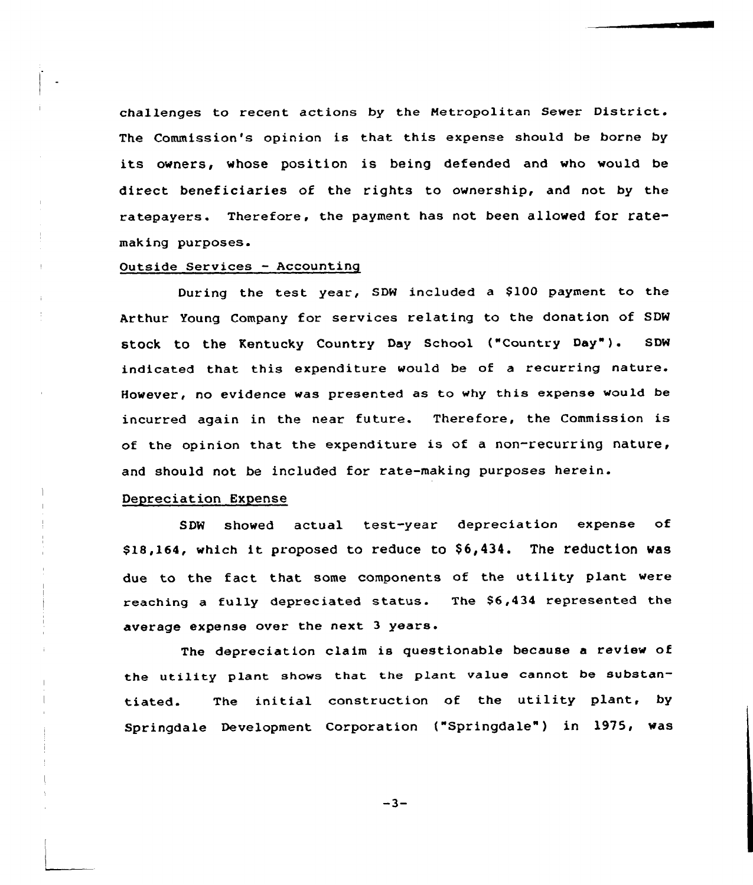challenges to recent actions by the Metropolitan Sewer District. The Commission's opinion is that this expense should be borne by its owners, whose position is being defended and who would be direct beneficiaries of the rights to ownership, and not by the ratepayers. Therefore, the payment has not been allowed for rate-making purposes.

Outside Services - Accounting

During the test year, SDW included a $100 payment to the Arthur Young Company for services relating to the donation of SDW stock to the Kentucky Country Day School ("Country Day"). SDW indicated that this expenditure would be of a recurring nature. However, no evidence was presented as to why this expense would be incurred again in the near future. Therefore, the Commission is of the opinion that the expenditure is of a non-recurring nature, and should not be included for rate-making purposes herein.

Depreciation Expense

SDW showed actual test-year depreciation expense of $18,164, which it proposed to reduce to $6,434. The reduction was due to the fact that some components of the utility plant were reaching a fully depreciated status. The $6,434 represented the average expense over the next 3 years.

The depreciation claim is questionable because a review of the utility plant shows that the plant value cannot be substantiated. The initial construction of the utility plant, by Springdale Development Corporation ("Springdale") in 1975, was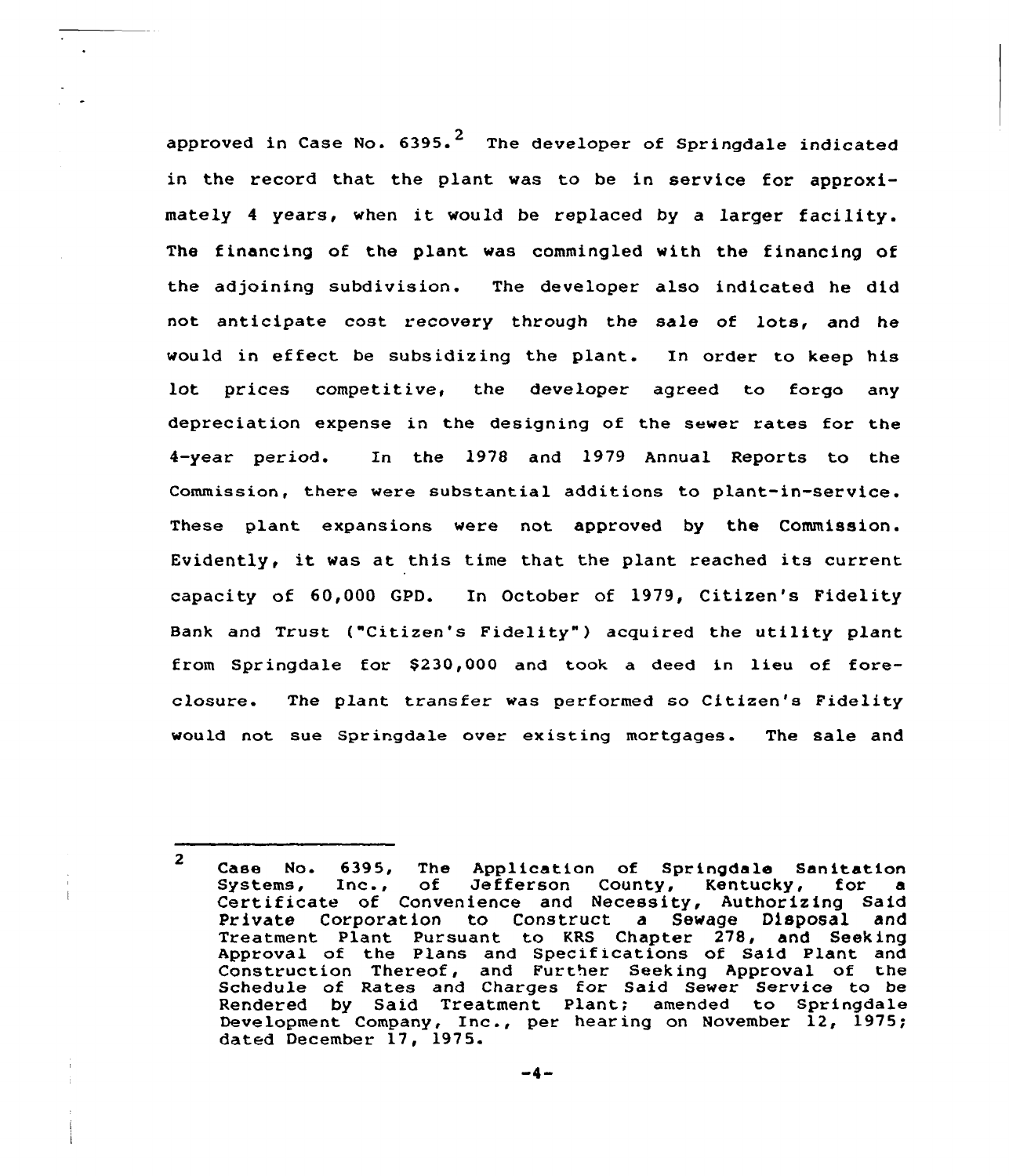approved in Case No. 6395.[2] The developer of Springdale indicated in the record that the plant was to be in service for approximately 4 years, when it would be replaced by a larger facility. The financing of the plant was commingled with the financing of the adjoining subdivision. The developer also indicated he did not anticipate cost recovery through the sale of lots, and he would in effect be subsidizing the plant. In order to keep his lot prices competitive, the developer agreed to forgo any depreciation expense in the designing of the sewer rates for the 4-year period. In the 1978 and 1979 Annual Reports to the Commission, there were substantial additions to plant-in-service. These plant expansions were not approved by the Commission. Evidently, it was at this time that the plant reached its current capacity of 60,000 GPD. In October of 1979, Citizen's Fidelity Bank and Trust ("Citizen's Fidelity") acquired the utility plant from Springdale for $230,000 and took a deed in lieu of foreclosure. The plant transfer was performed so Citizen's Fidelity would not sue Springdale over existing mortgages. The sale and

---

[2] Case No. 6395, The Application of Springdale Sanitation Systems, Inc., of Jefferson County, Kentucky, for a Certificate of Convenience and Necessity, Authorizing Said Private Corporation to Construct a Sewage Disposal and Treatment Plant Pursuant to KRS Chapter 278, and Seeking Approval of the Plans and Specifications of Said Plant and Construction Thereof, and Further Seeking Approval of the Schedule of Rates and Charges for Said Sewer Service to be Rendered by Said Treatment Plant; amended to Springdale Development Company, Inc., per hearing on November 12, 1975; dated December 17, 1975.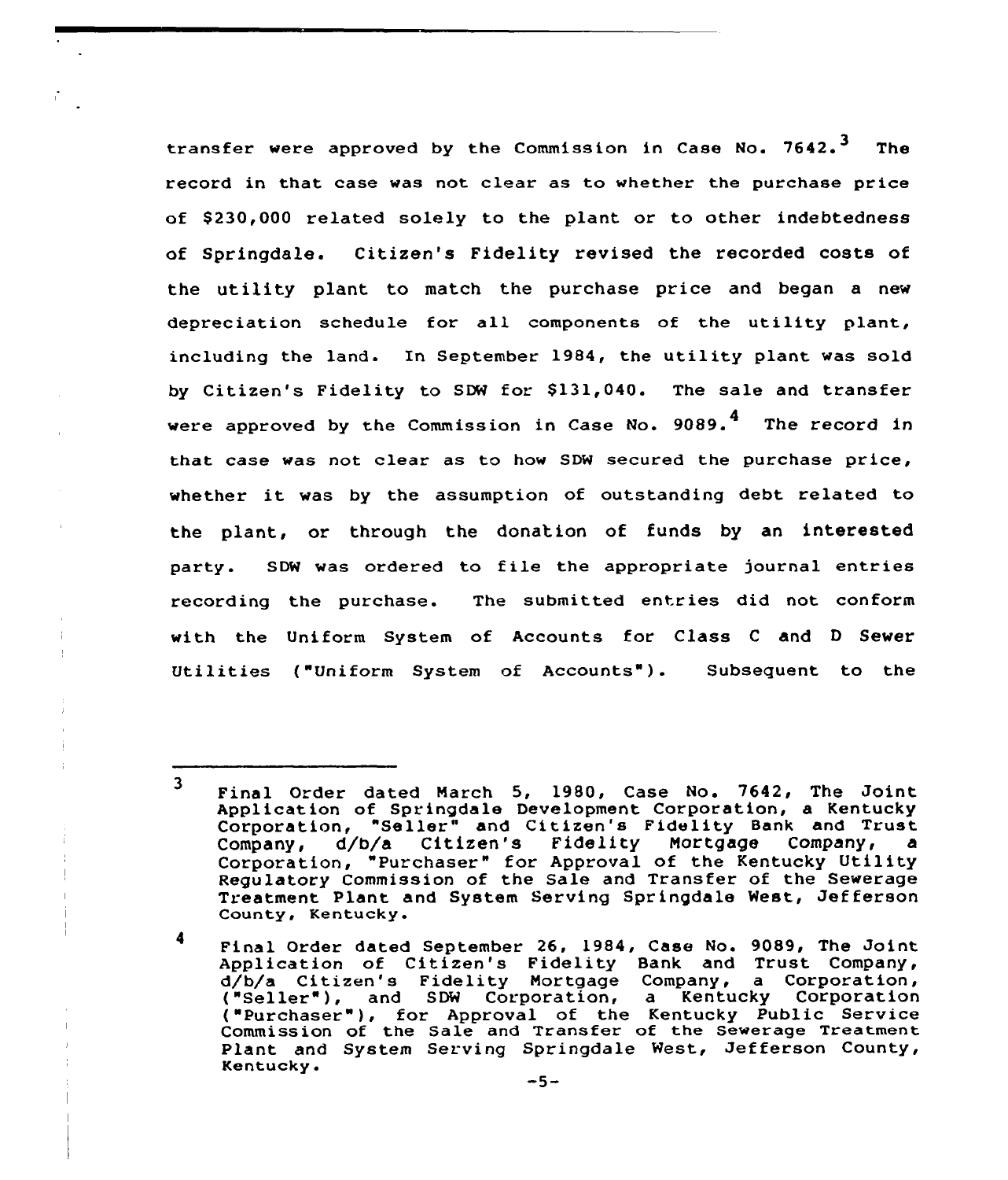transfer were approved by the Commission in Case No. 7642.[3] The record in that case was not clear as to whether the purchase price of $230,000 related solely to the plant or to other indebtedness of Springdale. Citizen's Fidelity revised the recorded costs of the utility plant to match the purchase price and began a new depreciation schedule for all components of the utility plant, including the land. In September 1984, the utility plant was sold by Citizen's Fidelity to SDW for $131,040. The sale and transfer were approved by the Commission in Case No. 9089.[4] The record in that case was not clear as to how SDW secured the purchase price, whether it was by the assumption of outstanding debt related to the plant, or through the donation of funds by an interested party. SDW was ordered to file the appropriate journal entries recording the purchase. The submitted entries did not conform with the Uniform System of Accounts for Class C and D Sewer Utilities ("Uniform System of Accounts"). Subsequent to the

---

[3] Final Order dated March 5, 1980, Case No. 7642, The Joint Application of Springdale Development Corporation, a Kentucky Corporation, "Seller" and Citizen's Fidelity Bank and Trust Company, d/b/a Citizen's Fidelity Mortgage Company, a Corporation, "Purchaser" for Approval of the Kentucky Utility Regulatory Commission of the Sale and Transfer of the Sewerage Treatment Plant and System Serving Springdale West, Jefferson County, Kentucky.

[4] Final Order dated September 26, 1984, Case No. 9089, The Joint Application of Citizen's Fidelity Bank and Trust Company, d/b/a Citizen's Fidelity Mortgage Company, a Corporation, ("Seller"), and SDW Corporation, a Kentucky Corporation ("Purchaser"), for Approval of the Kentucky Public Service Commission of the Sale and Transfer of the Sewerage Treatment Plant and System Serving Springdale West, Jefferson County, Kentucky.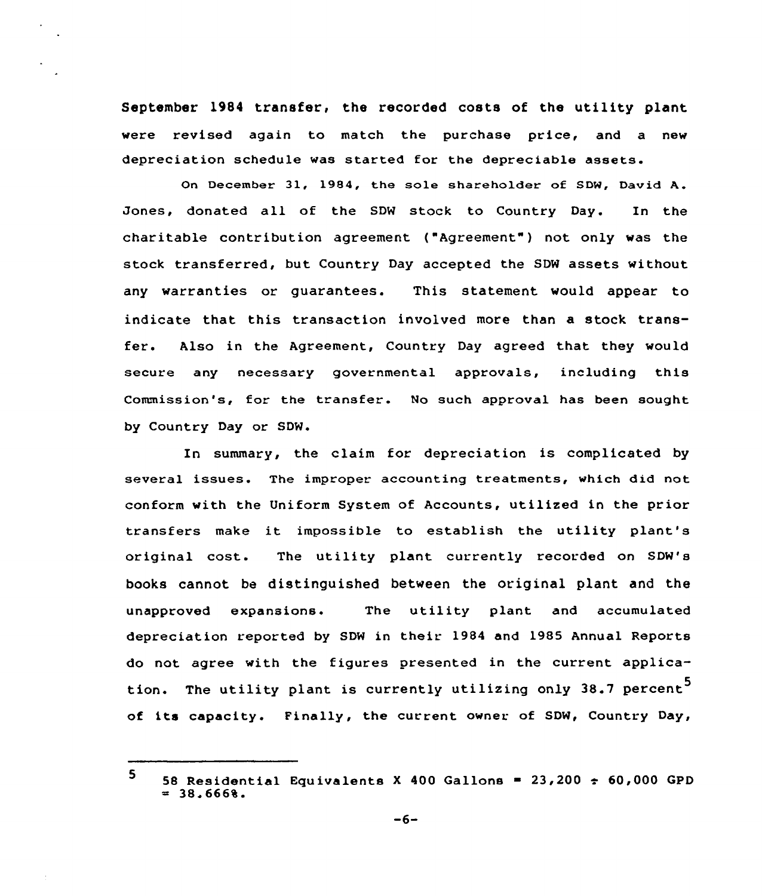September 1984 transfer, the recorded costs of the utility plant were revised again to match the purchase price, and a new depreciation schedule was started for the depreciable assets.

On December 31, 1984, the sole shareholder of SDW, David A. Jones, donated all of the SDW stock to Country Day. In the charitable contribution agreement ("Agreement") not only was the stock transferred, but Country Day accepted the SDW assets without any warranties or guarantees. This statement would appear to indicate that this transaction involved more than a stock transfer. Also in the Agreement, Country Day agreed that they would secure any necessary governmental approvals, including this Commission's, for the transfer. No such approval has been sought by Country Day or SDW.

In summary, the claim for depreciation is complicated by several issues. The improper accounting treatments, which did not conform with the Uniform System of Accounts, utilized in the prior transfers make it impossible to establish the utility plant's original cost. The utility plant currently recorded on SDW's books cannot be distinguished between the original plant and the unapproved expansions. The utility plant and accumulated depreciation reported by SDW in their 1984 and 1985 Annual Reports do not agree with the figures presented in the current application. The utility plant is currently utilizing only 38.7 percent[5] of its capacity. Finally, the current owner of SDW, Country Day,

---

[5] 58 Residential Equivalents X 400 Gallons = 23,200 ÷ 60,000 GPD = 38.666%.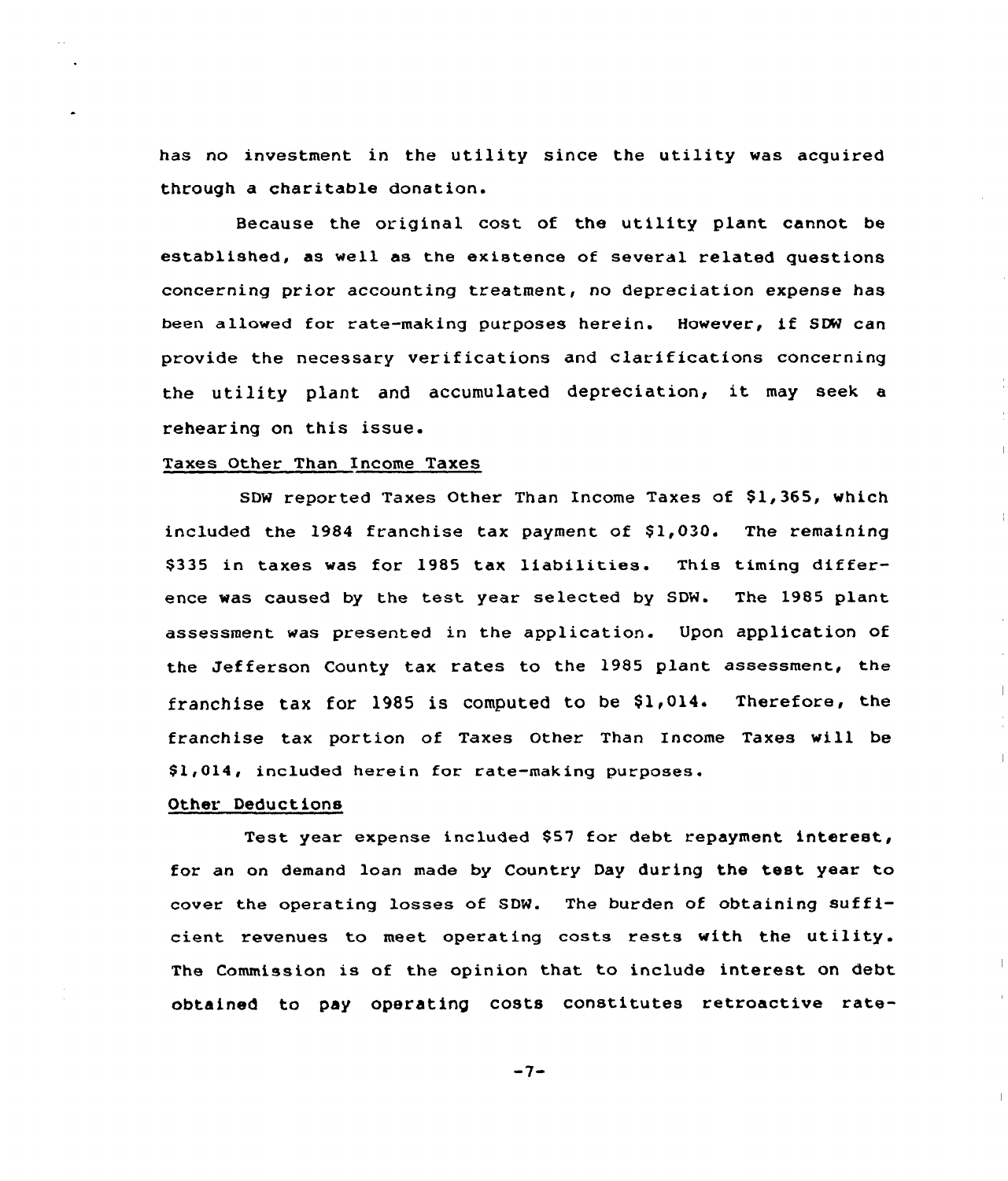has no investment in the utility since the utility was acquired through a charitable donation.

Because the original cost of the utility plant cannot be established, as well as the existence of several related questions concerning prior accounting treatment, no depreciation expense has been allowed for rate-making purposes herein. However, if SDW can provide the necessary verifications and clarifications concerning the utility plant and accumulated depreciation, it may seek a rehearing on this issue.

Taxes Other Than Income Taxes

SDW reported Taxes Other Than Income Taxes of $1,365, which included the 1984 franchise tax payment of $1,030. The remaining $335 in taxes was for 1985 tax liabilities. This timing difference was caused by the test year selected by SDW. The 1985 plant assessment was presented in the application. Upon application of the Jefferson County tax rates to the 1985 plant assessment, the franchise tax for 1985 is computed to be $1,014. Therefore, the franchise tax portion of Taxes Other Than Income Taxes will be $1,014, included herein for rate-making purposes.

Other Deductions

Test year expense included $57 for debt repayment interest, for an on demand loan made by Country Day during the test year to cover the operating losses of SDW. The burden of obtaining sufficient revenues to meet operating costs rests with the utility. The Commission is of the opinion that to include interest on debt obtained to pay operating costs constitutes retroactive rate-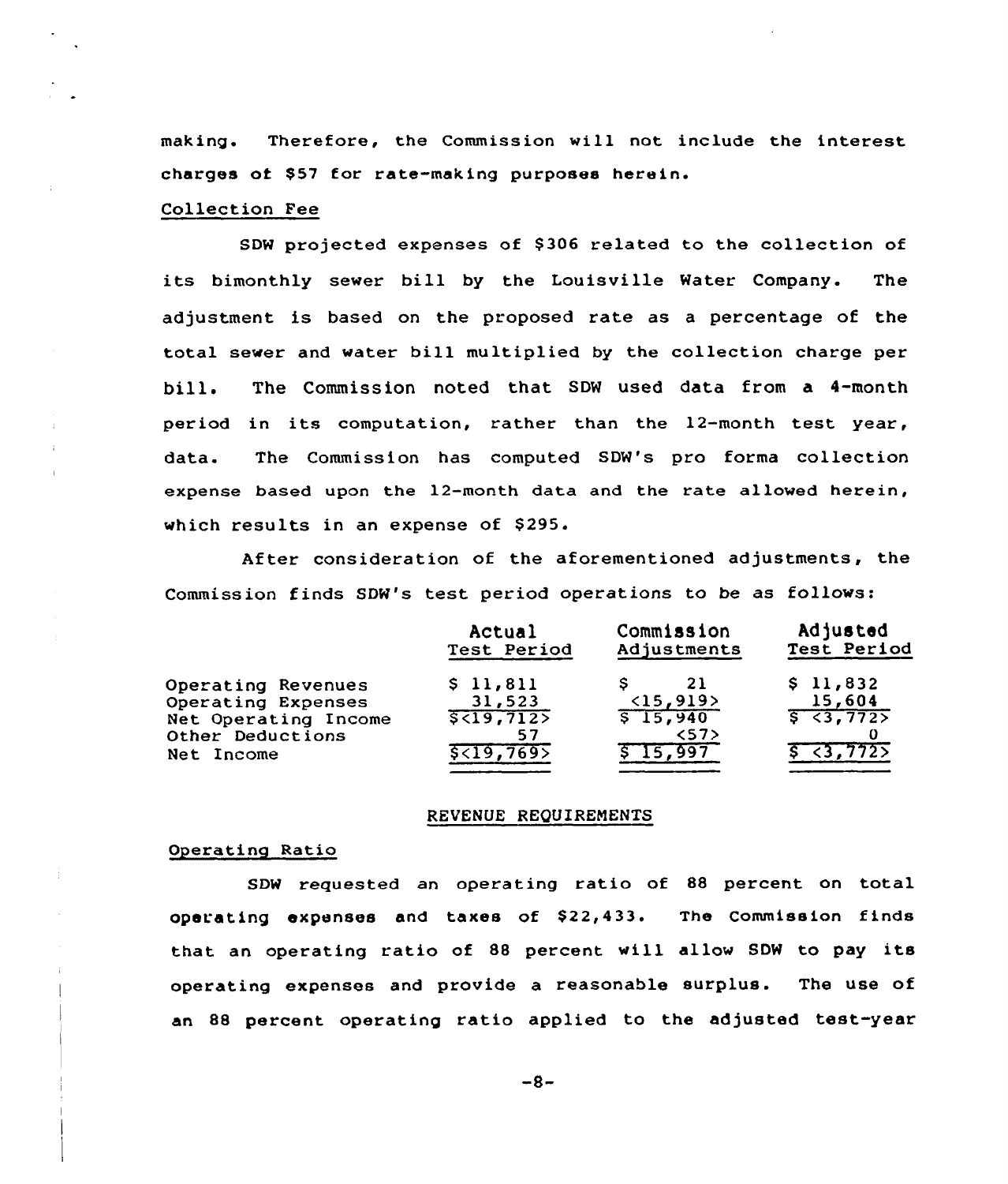making. Therefore, the Commission will not include the interest charges of $57 for rate-making purposes herein.

Collection Fee

SDW projected expenses of $306 related to the collection of its bimonthly sewer bill by the Louisville Water Company. The adjustment is based on the proposed rate as a percentage of the total sewer and water bill multiplied by the collection charge per bill. The Commission noted that SDW used data from a 4-month period in its computation, rather than the 12-month test year, data. The Commission has computed SDW's pro forma collection expense based upon the 12-month data and the rate allowed herein, which results in an expense of $295.

After consideration of the aforementioned adjustments, the Commission finds SDW's test period operations to be as follows:

| | Actual Test Period | Commission Adjustments | Adjusted Test Period |
|---|---|---|---|
| Operating Revenues | $ 11,811 | $ 21 | $ 11,832 |
| Operating Expenses | 31,523 | <15,919> | 15,604 |
| Net Operating Income | $<19,712> | $ 15,940 | $ <3,772> |
| Other Deductions | 57 | <57> | 0 |
| Net Income | $<19,769> | $ 15,997 | $ <3,772> |

REVENUE REQUIREMENTS

Operating Ratio

SDW requested an operating ratio of 88 percent on total operating expenses and taxes of $22,433. The Commission finds that an operating ratio of 88 percent will allow SDW to pay its operating expenses and provide a reasonable surplus. The use of an 88 percent operating ratio applied to the adjusted test-year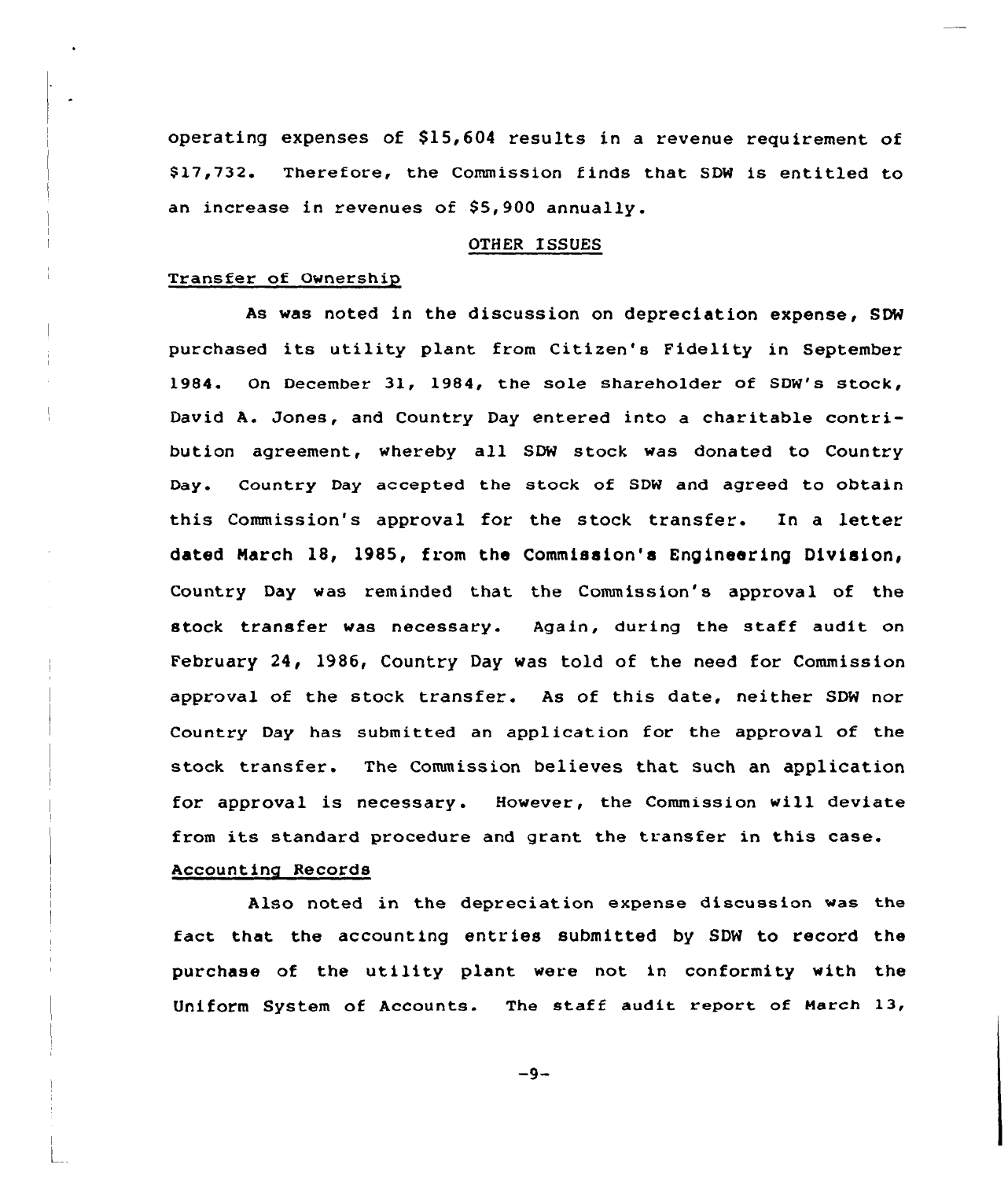operating expenses of $15,604 results in a revenue requirement of $17,732. Therefore, the Commission finds that SDW is entitled to an increase in revenues of $5,900 annually.

## OTHER ISSUES

### Transfer of Ownership

As was noted in the discussion on depreciation expense, SDW purchased its utility plant from Citizen's Fidelity in September 1984. On December 31, 1984, the sole shareholder of SDW's stock, David A. Jones, and Country Day entered into a charitable contribution agreement, whereby all SDW stock was donated to Country Day. Country Day accepted the stock of SDW and agreed to obtain this Commission's approval for the stock transfer. In a letter dated March 18, 1985, from the Commission's Engineering Division, Country Day was reminded that the Commission's approval of the stock transfer was necessary. Again, during the staff audit on February 24, 1986, Country Day was told of the need for Commission approval of the stock transfer. As of this date, neither SDW nor Country Day has submitted an application for the approval of the stock transfer. The Commission believes that such an application for approval is necessary. However, the Commission will deviate from its standard procedure and grant the transfer in this case.

### Accounting Records

Also noted in the depreciation expense discussion was the fact that the accounting entries submitted by SDW to record the purchase of the utility plant were not in conformity with the Uniform System of Accounts. The staff audit report of March 13,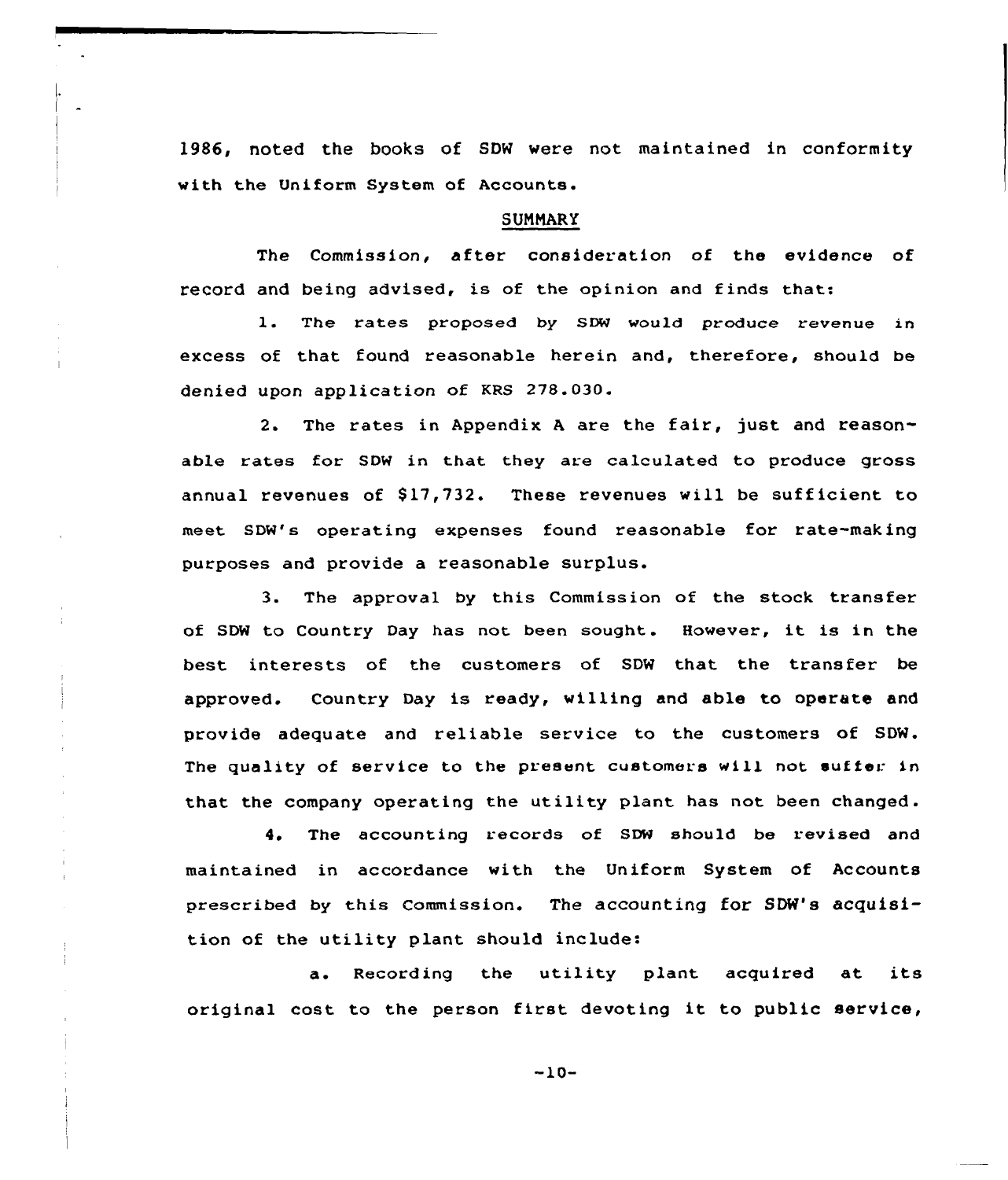1986, noted the books of SDW were not maintained in conformity with the Uniform System of Accounts.

## SUMMARY

The Commission, after consideration of the evidence of record and being advised, is of the opinion and finds that:

1. The rates proposed by SDW would produce revenue in excess of that found reasonable herein and, therefore, should be denied upon application of KRS 278.030.

2. The rates in Appendix A are the fair, just and reasonable rates for SDW in that they are calculated to produce gross annual revenues of $17,732. These revenues will be sufficient to meet SDW's operating expenses found reasonable for rate-making purposes and provide a reasonable surplus.

3. The approval by this Commission of the stock transfer of SDW to Country Day has not been sought. However, it is in the best interests of the customers of SDW that the transfer be approved. Country Day is ready, willing and able to operate and provide adequate and reliable service to the customers of SDW. The quality of service to the present customers will not suffer in that the company operating the utility plant has not been changed.

4. The accounting records of SDW should be revised and maintained in accordance with the Uniform System of Accounts prescribed by this Commission. The accounting for SDW's acquisition of the utility plant should include:

a. Recording the utility plant acquired at its original cost to the person first devoting it to public service,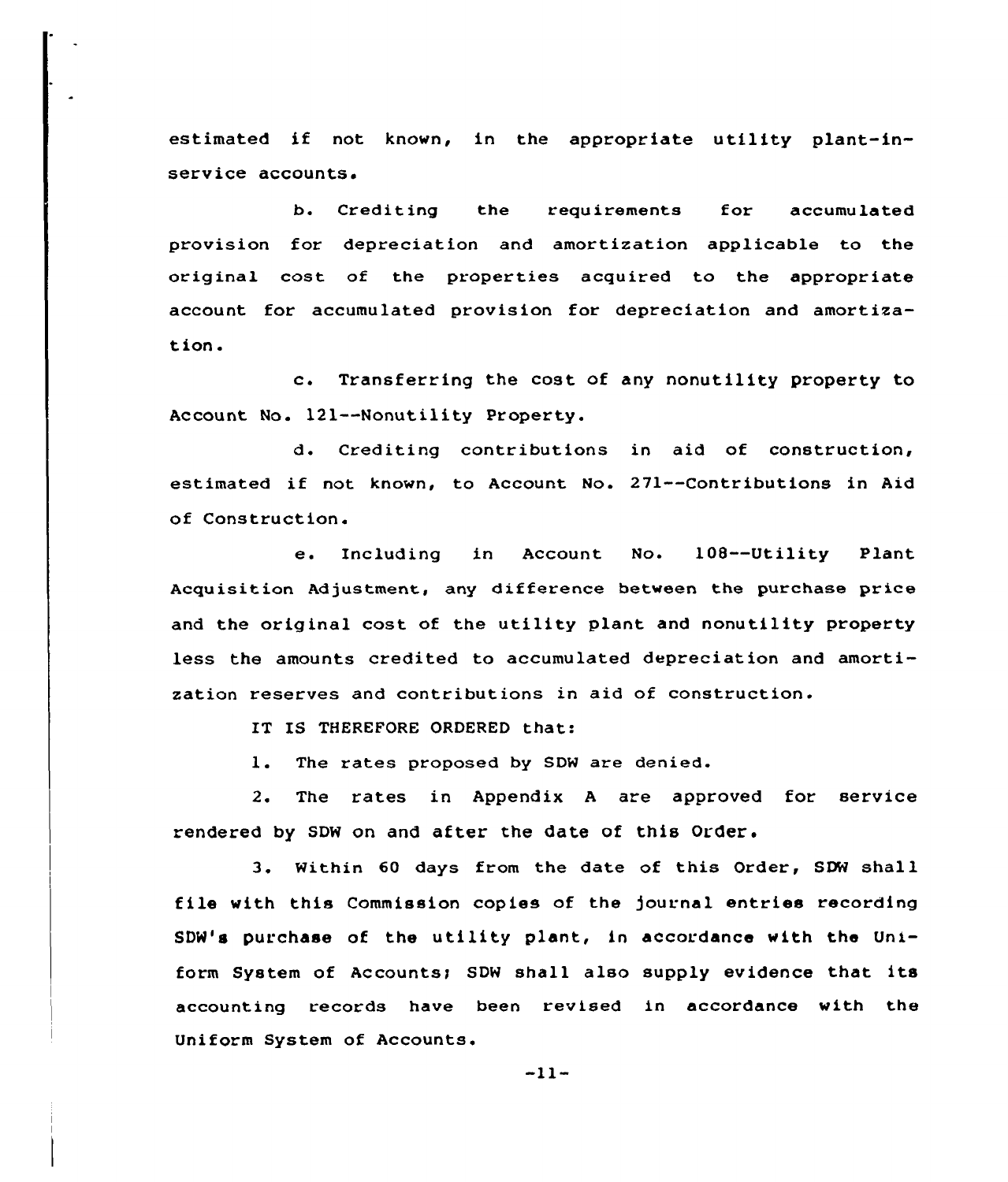estimated if not known, in the appropriate utility plant-in-service accounts.

b. Crediting the requirements for accumulated provision for depreciation and amortization applicable to the original cost of the properties acquired to the appropriate account for accumulated provision for depreciation and amortization.

c. Transferring the cost of any nonutility property to Account No. 121--Nonutility Property.

d. Crediting contributions in aid of construction, estimated if not known, to Account No. 271--Contributions in Aid of Construction.

e. Including in Account No. 108--Utility Plant Acquisition Adjustment, any difference between the purchase price and the original cost of the utility plant and nonutility property less the amounts credited to accumulated depreciation and amortization reserves and contributions in aid of construction.

IT IS THEREFORE ORDERED that:

1. The rates proposed by SDW are denied.

2. The rates in Appendix A are approved for service rendered by SDW on and after the date of this Order.

3. Within 60 days from the date of this Order, SDW shall file with this Commission copies of the journal entries recording SDW's purchase of the utility plant, in accordance with the Uniform System of Accounts; SDW shall also supply evidence that its accounting records have been revised in accordance with the Uniform System of Accounts.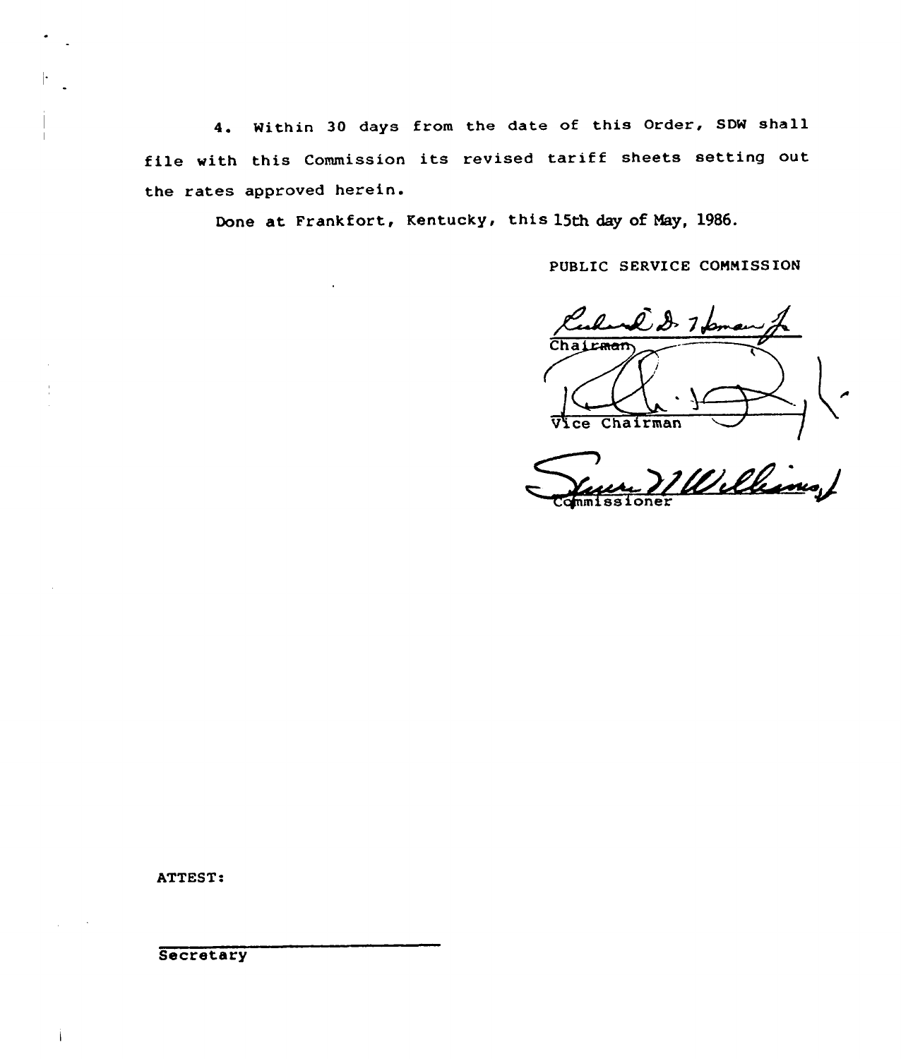4. Within 30 days from the date of this Order, SDW shall file with this Commission its revised tariff sheets setting out the rates approved herein.

Done at Frankfort, Kentucky, this 15th day of May, 1986.

PUBLIC SERVICE COMMISSION

Chairman

Vice Chairman

Commissioner

ATTEST:

Secretary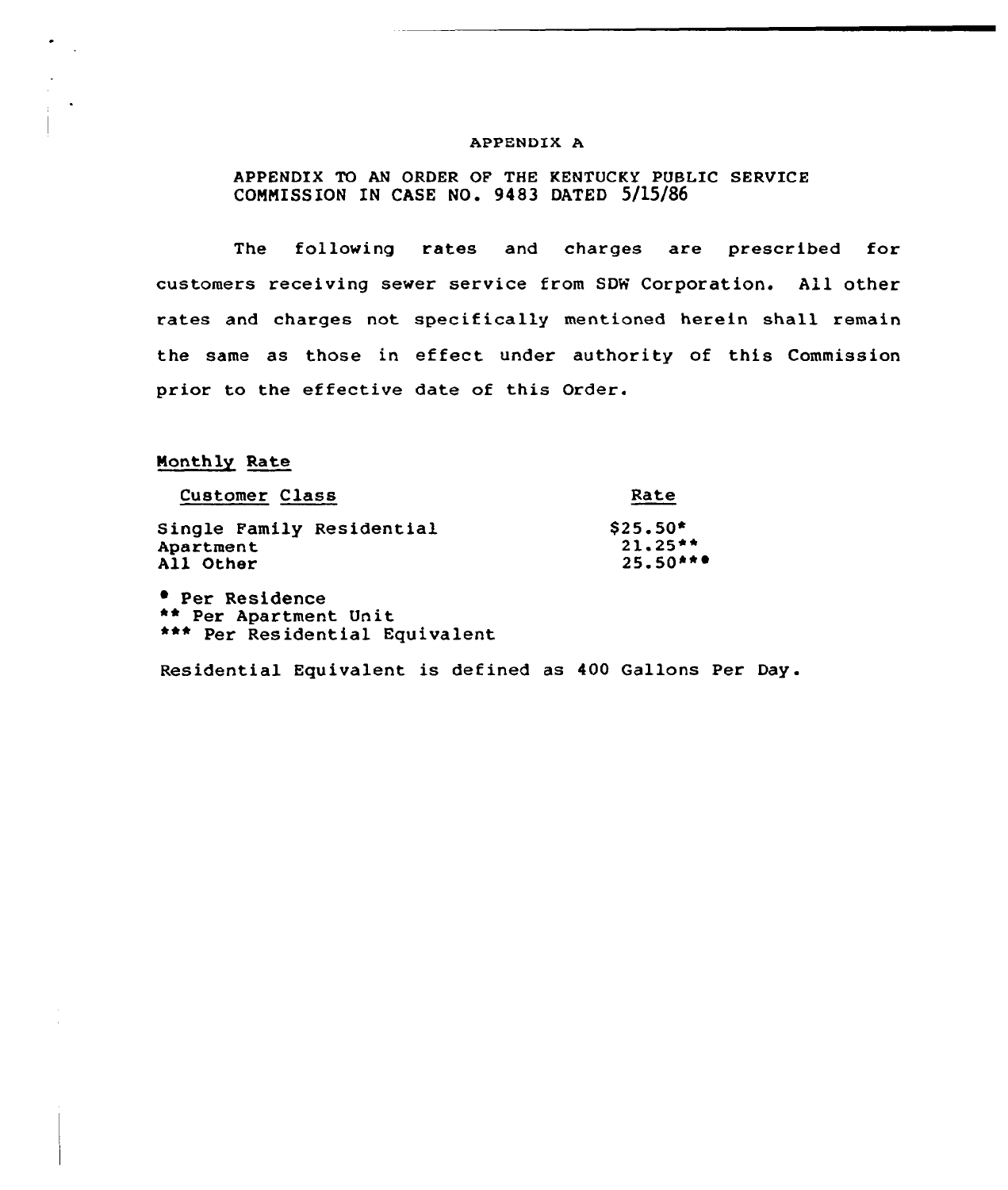APPENDIX A

APPENDIX TO AN ORDER OF THE KENTUCKY PUBLIC SERVICE COMMISSION IN CASE NO. 9483 DATED 5/15/86

The following rates and charges are prescribed for customers receiving sewer service from SDW Corporation. All other rates and charges not specifically mentioned herein shall remain the same as those in effect under authority of this Commission prior to the effective date of this Order.

Monthly Rate

| Customer Class | Rate |
| --- | --- |
| Single Family Residential | $25.50* |
| Apartment | 21.25** |
| All Other | 25.50*** |

\* Per Residence
** Per Apartment Unit
*** Per Residential Equivalent

Residential Equivalent is defined as 400 Gallons Per Day.